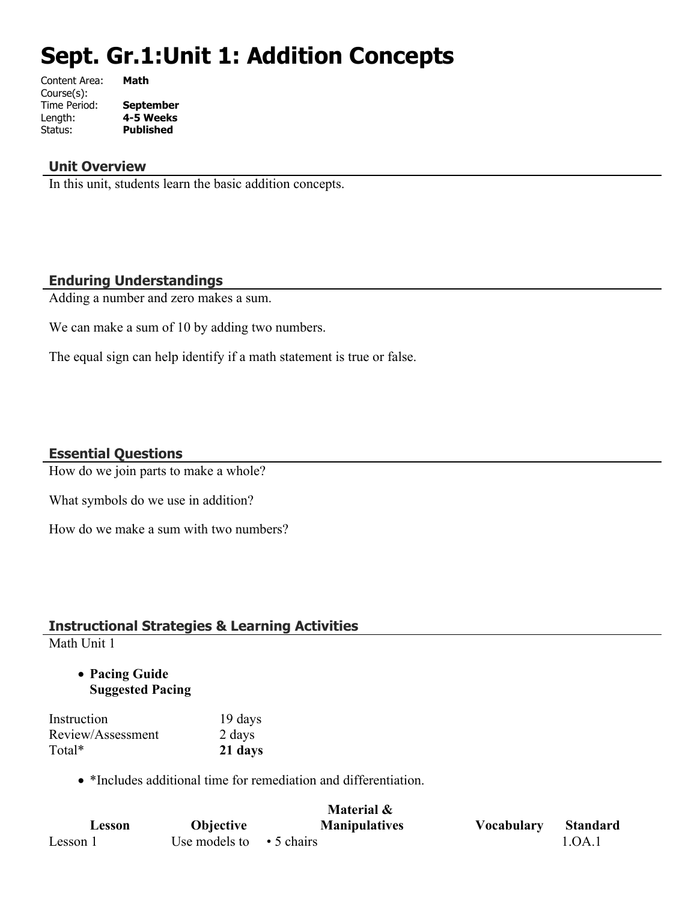# Sept. Gr.1:Unit 1: Addition Concepts

Content Area: **Math**
Course(s):
Time Period: **September**
Length: **4-5 Weeks**
Status: **Published**

## Unit Overview

In this unit, students learn the basic addition concepts.

## Enduring Understandings

Adding a number and zero makes a sum.

We can make a sum of 10 by adding two numbers.

The equal sign can help identify if a math statement is true or false.

## Essential Questions

How do we join parts to make a whole?

What symbols do we use in addition?

How do we make a sum with two numbers?

## Instructional Strategies & Learning Activities

Math Unit 1

- **Pacing Guide**
  **Suggested Pacing**

| | |
|---|---|
| Instruction | 19 days |
| Review/Assessment | 2 days |
| Total* | **21 days** |

- *Includes additional time for remediation and differentiation.

| Lesson | Objective | Material & Manipulatives | Vocabulary | Standard |
|---|---|---|---|---|
| Lesson 1 | Use models to | • 5 chairs | | 1.OA.1 |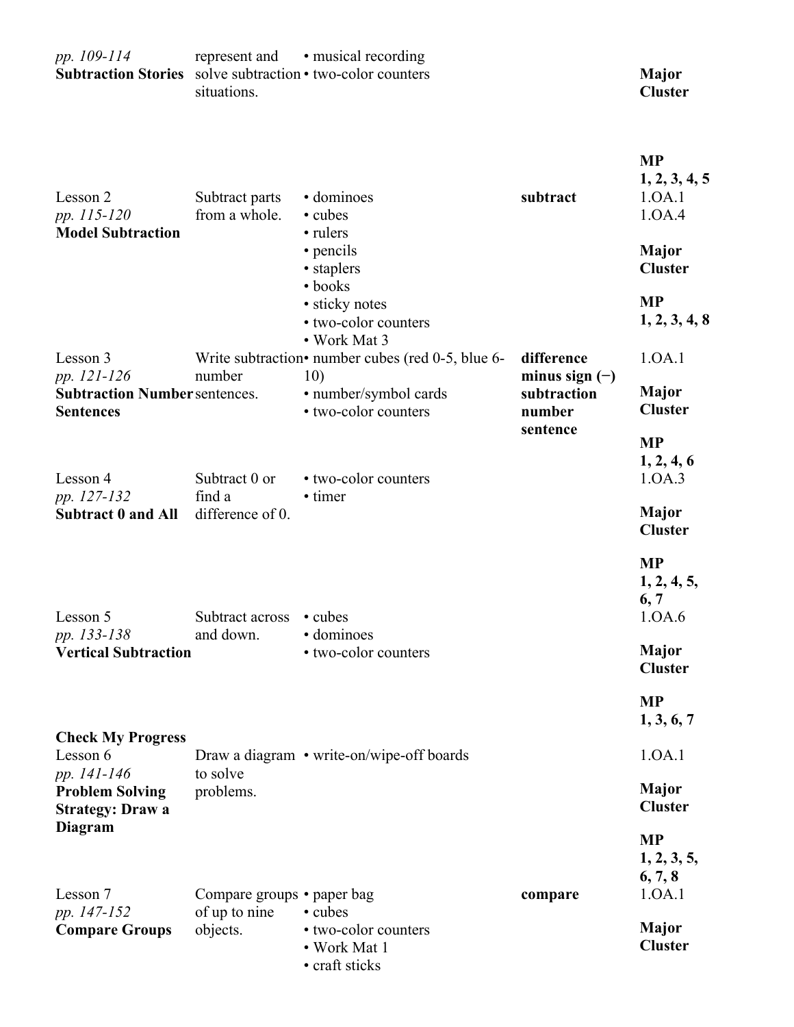| | | | | |
|---|---|---|---|---|
| *pp. 109-114* **Subtraction Stories** | represent and solve subtraction situations. | • musical recording • two-color counters | | **Major Cluster** **MP 1, 2, 3, 4, 5** |
| Lesson 2 *pp. 115-120* **Model Subtraction** | Subtract parts from a whole. | • dominoes • cubes • rulers • pencils • staplers • books • sticky notes • two-color counters • Work Mat 3 | **subtract** | 1.OA.1 1.OA.4 **Major Cluster** **MP 1, 2, 3, 4, 8** |
| Lesson 3 *pp. 121-126* **Subtraction Number Sentences** | Write subtraction number sentences. | • number cubes (red 0-5, blue 6-10) • number/symbol cards • two-color counters | **difference** **minus sign (−)** **subtraction number sentence** | 1.OA.1 **Major Cluster** **MP 1, 2, 4, 6** |
| Lesson 4 *pp. 127-132* **Subtract 0 and All** | Subtract 0 or find a difference of 0. | • two-color counters • timer | | 1.OA.3 **Major Cluster** **MP 1, 2, 4, 5, 6, 7** |
| Lesson 5 *pp. 133-138* **Vertical Subtraction** | Subtract across and down. | • cubes • dominoes • two-color counters | | 1.OA.6 **Major Cluster** **MP 1, 3, 6, 7** |
| **Check My Progress** | | | | |
| Lesson 6 *pp. 141-146* **Problem Solving Strategy: Draw a Diagram** | Draw a diagram to solve problems. | • write-on/wipe-off boards | | 1.OA.1 **Major Cluster** **MP 1, 2, 3, 5, 6, 7, 8** |
| Lesson 7 *pp. 147-152* **Compare Groups** | Compare groups of up to nine objects. | • paper bag • cubes • two-color counters • Work Mat 1 • craft sticks | **compare** | 1.OA.1 **Major Cluster** |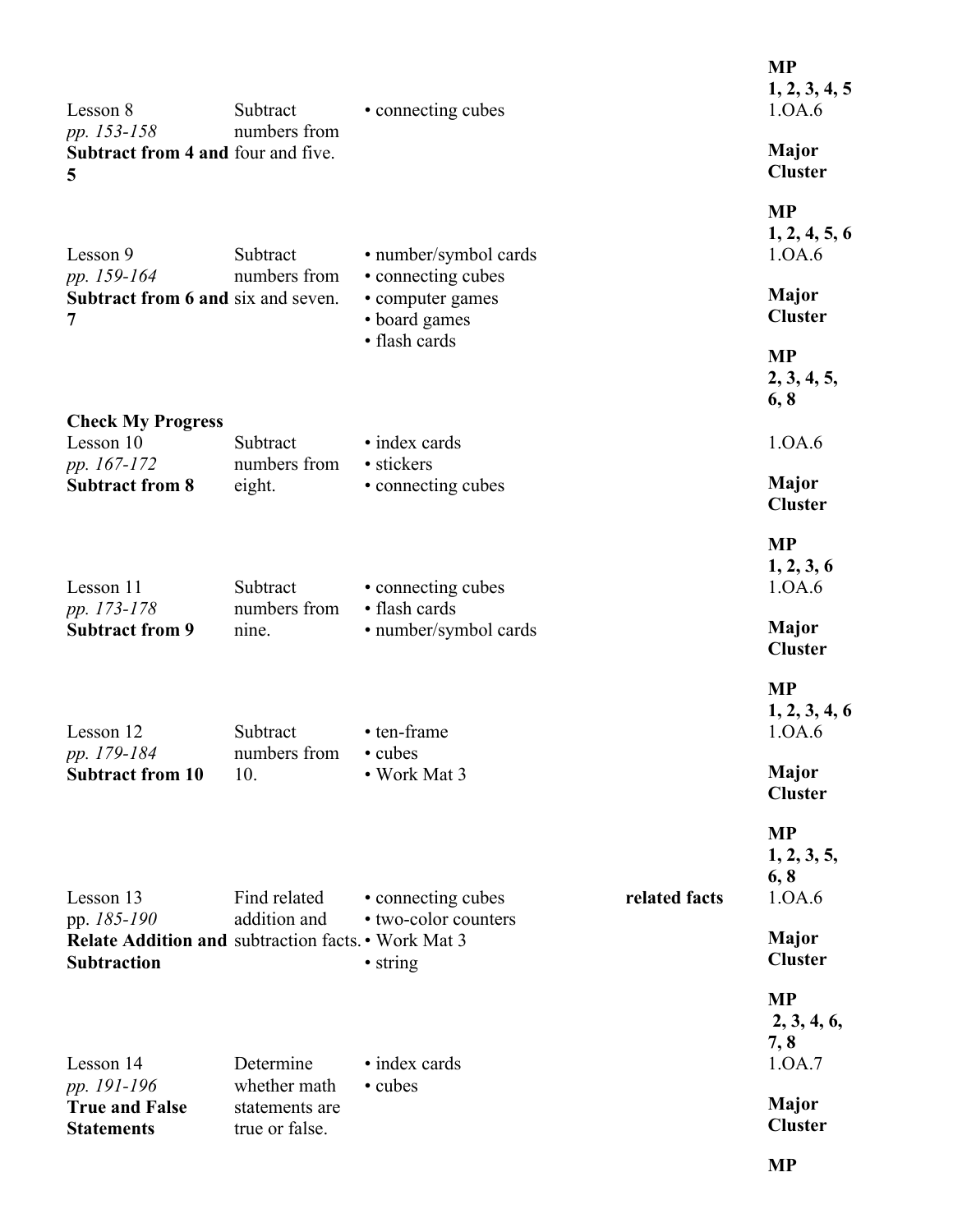| | | | | |
|---|---|---|---|---|
| | | | | **MP 1, 2, 3, 4, 5** |
| Lesson 8 *pp. 153-158* **Subtract from 4 and 5** | Subtract numbers from four and five. | • connecting cubes | | 1.OA.6 **Major Cluster** **MP 1, 2, 4, 5, 6** |
| Lesson 9 *pp. 159-164* **Subtract from 6 and 7** | Subtract numbers from six and seven. | • number/symbol cards • connecting cubes • computer games • board games • flash cards | | 1.OA.6 **Major Cluster** **MP 2, 3, 4, 5, 6, 8** |
| **Check My Progress** | | | | |
| Lesson 10 *pp. 167-172* **Subtract from 8** | Subtract numbers from eight. | • index cards • stickers • connecting cubes | | 1.OA.6 **Major Cluster** **MP 1, 2, 3, 6** |
| Lesson 11 *pp. 173-178* **Subtract from 9** | Subtract numbers from nine. | • connecting cubes • flash cards • number/symbol cards | | 1.OA.6 **Major Cluster** **MP 1, 2, 3, 4, 6** |
| Lesson 12 *pp. 179-184* **Subtract from 10** | Subtract numbers from 10. | • ten-frame • cubes • Work Mat 3 | | 1.OA.6 **Major Cluster** **MP 1, 2, 3, 5, 6, 8** |
| Lesson 13 pp. *185-190* **Relate Addition and Subtraction** | Find related addition and subtraction facts. | • connecting cubes • two-color counters • Work Mat 3 • string | **related facts** | 1.OA.6 **Major Cluster** **MP 2, 3, 4, 6, 7, 8** |
| Lesson 14 *pp. 191-196* **True and False Statements** | Determine whether math statements are true or false. | • index cards • cubes | | 1.OA.7 **Major Cluster** **MP** |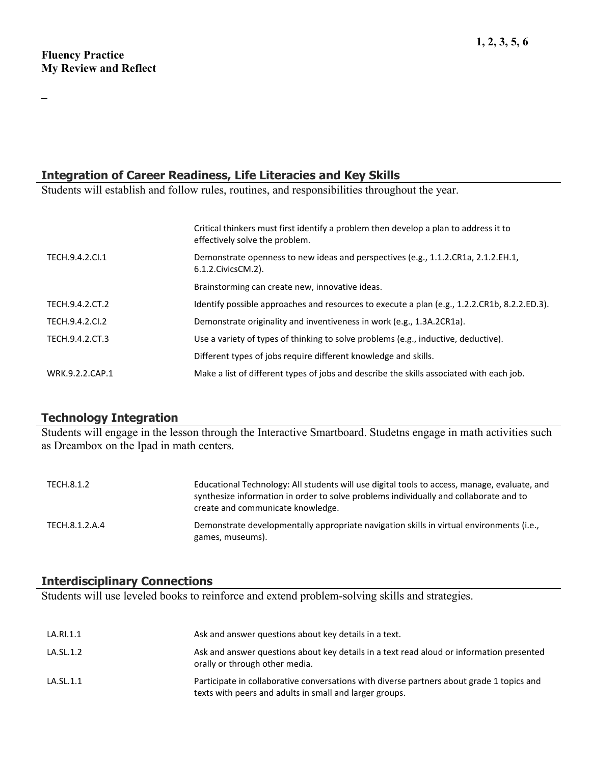1, 2, 3, 5, 6

**Fluency Practice**
**My Review and Reflect**

## Integration of Career Readiness, Life Literacies and Key Skills

Students will establish and follow rules, routines, and responsibilities throughout the year.

| | |
|---|---|
| | Critical thinkers must first identify a problem then develop a plan to address it to effectively solve the problem. |
| TECH.9.4.2.CI.1 | Demonstrate openness to new ideas and perspectives (e.g., 1.1.2.CR1a, 2.1.2.EH.1, 6.1.2.CivicsCM.2). |
| | Brainstorming can create new, innovative ideas. |
| TECH.9.4.2.CT.2 | Identify possible approaches and resources to execute a plan (e.g., 1.2.2.CR1b, 8.2.2.ED.3). |
| TECH.9.4.2.CI.2 | Demonstrate originality and inventiveness in work (e.g., 1.3A.2CR1a). |
| TECH.9.4.2.CT.3 | Use a variety of types of thinking to solve problems (e.g., inductive, deductive). |
| | Different types of jobs require different knowledge and skills. |
| WRK.9.2.2.CAP.1 | Make a list of different types of jobs and describe the skills associated with each job. |

## Technology Integration

Students will engage in the lesson through the Interactive Smartboard. Studetns engage in math activities such as Dreambox on the Ipad in math centers.

| | |
|---|---|
| TECH.8.1.2 | Educational Technology: All students will use digital tools to access, manage, evaluate, and synthesize information in order to solve problems individually and collaborate and to create and communicate knowledge. |
| TECH.8.1.2.A.4 | Demonstrate developmentally appropriate navigation skills in virtual environments (i.e., games, museums). |

## Interdisciplinary Connections

Students will use leveled books to reinforce and extend problem-solving skills and strategies.

| | |
|---|---|
| LA.RI.1.1 | Ask and answer questions about key details in a text. |
| LA.SL.1.2 | Ask and answer questions about key details in a text read aloud or information presented orally or through other media. |
| LA.SL.1.1 | Participate in collaborative conversations with diverse partners about grade 1 topics and texts with peers and adults in small and larger groups. |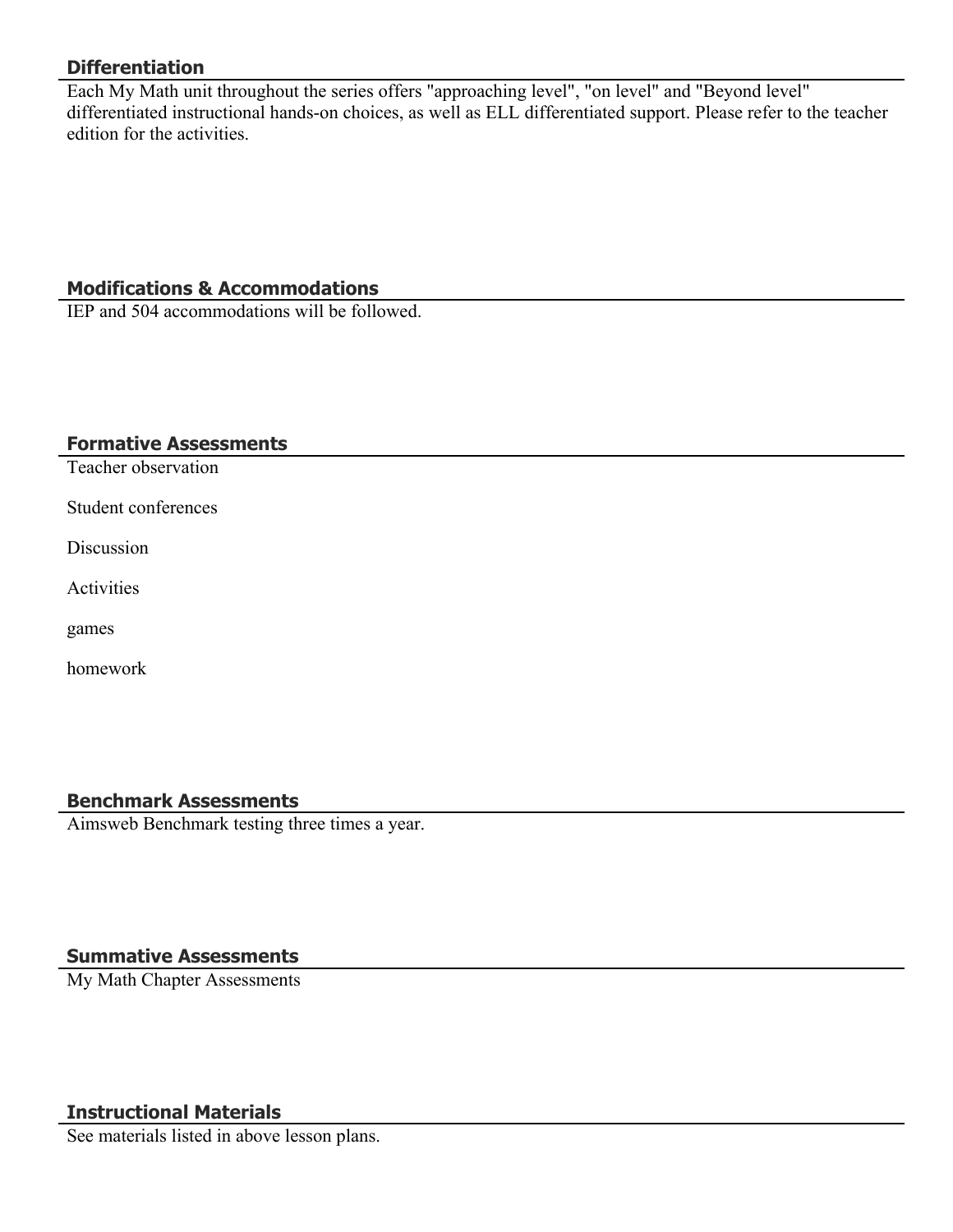## Differentiation

Each My Math unit throughout the series offers "approaching level", "on level" and "Beyond level" differentiated instructional hands-on choices, as well as ELL differentiated support. Please refer to the teacher edition for the activities.

## Modifications & Accommodations

IEP and 504 accommodations will be followed.

## Formative Assessments

Teacher observation

Student conferences

Discussion

Activities

games

homework

## Benchmark Assessments

Aimsweb Benchmark testing three times a year.

## Summative Assessments

My Math Chapter Assessments

## Instructional Materials

See materials listed in above lesson plans.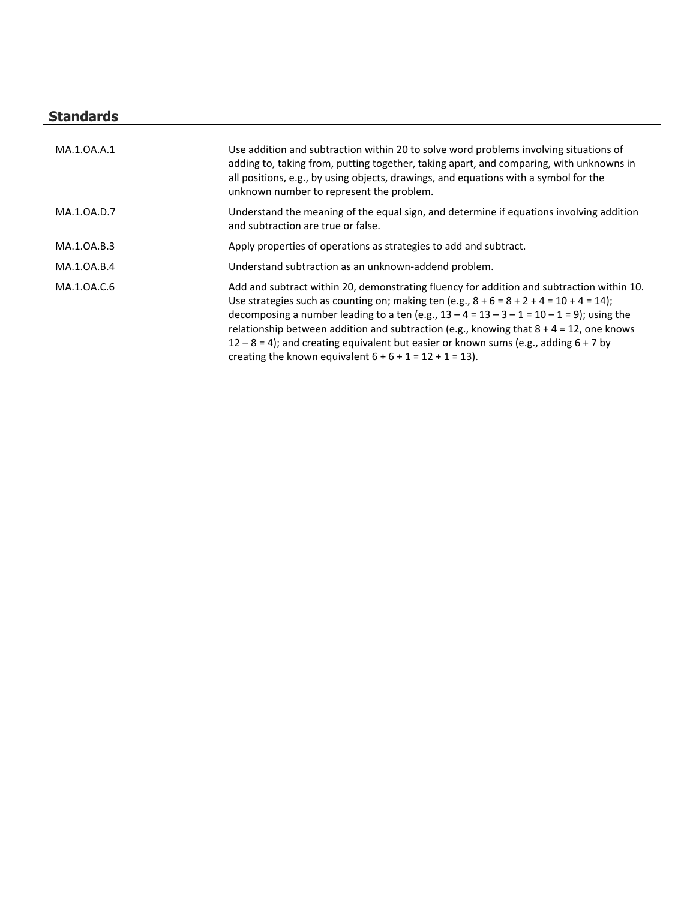## Standards

| | |
|---|---|
| MA.1.OA.A.1 | Use addition and subtraction within 20 to solve word problems involving situations of adding to, taking from, putting together, taking apart, and comparing, with unknowns in all positions, e.g., by using objects, drawings, and equations with a symbol for the unknown number to represent the problem. |
| MA.1.OA.D.7 | Understand the meaning of the equal sign, and determine if equations involving addition and subtraction are true or false. |
| MA.1.OA.B.3 | Apply properties of operations as strategies to add and subtract. |
| MA.1.OA.B.4 | Understand subtraction as an unknown-addend problem. |
| MA.1.OA.C.6 | Add and subtract within 20, demonstrating fluency for addition and subtraction within 10. Use strategies such as counting on; making ten (e.g., $8 + 6 = 8 + 2 + 4 = 10 + 4 = 14$); decomposing a number leading to a ten (e.g., $13 – 4 = 13 – 3 – 1 = 10 – 1 = 9$); using the relationship between addition and subtraction (e.g., knowing that $8 + 4 = 12$, one knows $12 – 8 = 4$); and creating equivalent but easier or known sums (e.g., adding $6 + 7$ by creating the known equivalent $6 + 6 + 1 = 12 + 1 = 13$). |